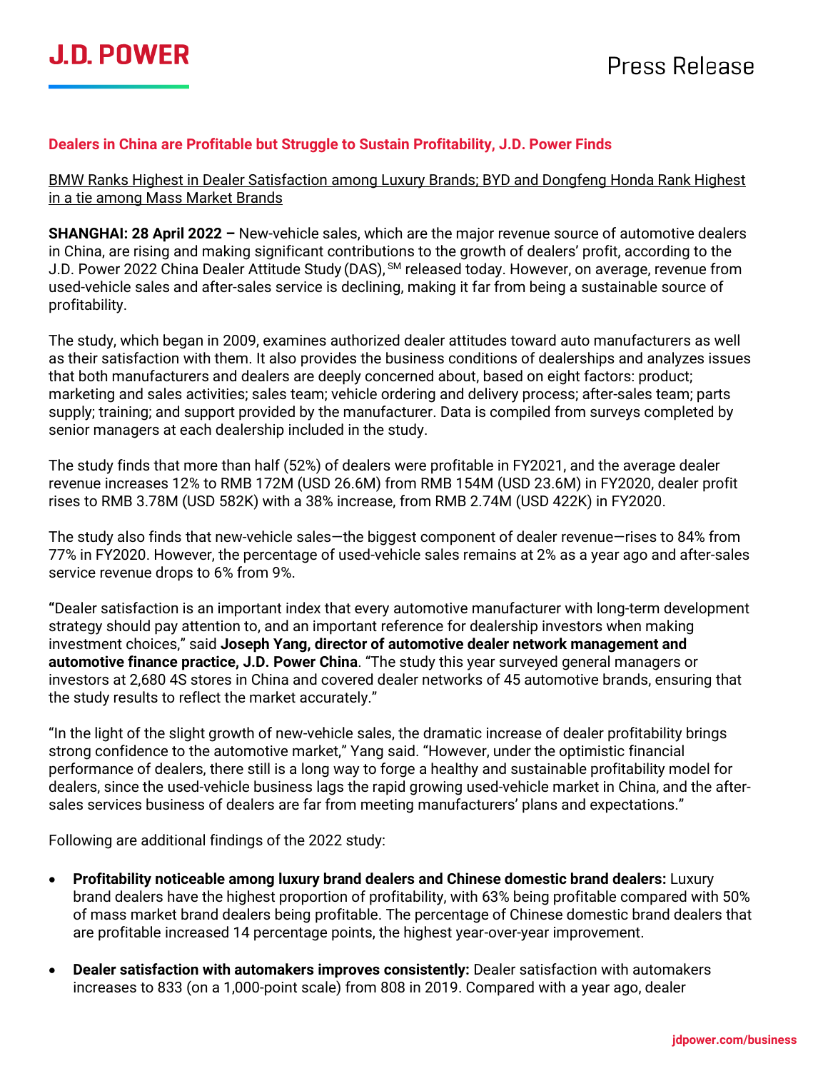# Dealers in China are Profitable but Struggle to Sustain Profitability, J.D. Power Finds

BMW Ranks Highest in Dealer Satisfaction among Luxury Brands; BYD and Dongfeng Honda Rank Highest in a tie among Mass Market Brands

**SHANGHAI: 28 April 2022 –** New-vehicle sales, which are the major revenue source of automotive dealers in China, are rising and making significant contributions to the growth of dealers' profit, according to the J.D. Power 2022 China Dealer Attitude Study (DAS),[SM] released today. However, on average, revenue from used-vehicle sales and after-sales service is declining, making it far from being a sustainable source of profitability.

The study, which began in 2009, examines authorized dealer attitudes toward auto manufacturers as well as their satisfaction with them. It also provides the business conditions of dealerships and analyzes issues that both manufacturers and dealers are deeply concerned about, based on eight factors: product; marketing and sales activities; sales team; vehicle ordering and delivery process; after-sales team; parts supply; training; and support provided by the manufacturer. Data is compiled from surveys completed by senior managers at each dealership included in the study.

The study finds that more than half (52%) of dealers were profitable in FY2021, and the average dealer revenue increases 12% to RMB 172M (USD 26.6M) from RMB 154M (USD 23.6M) in FY2020, dealer profit rises to RMB 3.78M (USD 582K) with a 38% increase, from RMB 2.74M (USD 422K) in FY2020.

The study also finds that new-vehicle sales—the biggest component of dealer revenue—rises to 84% from 77% in FY2020. However, the percentage of used-vehicle sales remains at 2% as a year ago and after-sales service revenue drops to 6% from 9%.

"Dealer satisfaction is an important index that every automotive manufacturer with long-term development strategy should pay attention to, and an important reference for dealership investors when making investment choices," said **Joseph Yang, director of automotive dealer network management and automotive finance practice, J.D. Power China**. "The study this year surveyed general managers or investors at 2,680 4S stores in China and covered dealer networks of 45 automotive brands, ensuring that the study results to reflect the market accurately."

"In the light of the slight growth of new-vehicle sales, the dramatic increase of dealer profitability brings strong confidence to the automotive market," Yang said. "However, under the optimistic financial performance of dealers, there still is a long way to forge a healthy and sustainable profitability model for dealers, since the used-vehicle business lags the rapid growing used-vehicle market in China, and the after-sales services business of dealers are far from meeting manufacturers' plans and expectations."

Following are additional findings of the 2022 study:

- **Profitability noticeable among luxury brand dealers and Chinese domestic brand dealers:** Luxury brand dealers have the highest proportion of profitability, with 63% being profitable compared with 50% of mass market brand dealers being profitable. The percentage of Chinese domestic brand dealers that are profitable increased 14 percentage points, the highest year-over-year improvement.
- **Dealer satisfaction with automakers improves consistently:** Dealer satisfaction with automakers increases to 833 (on a 1,000-point scale) from 808 in 2019. Compared with a year ago, dealer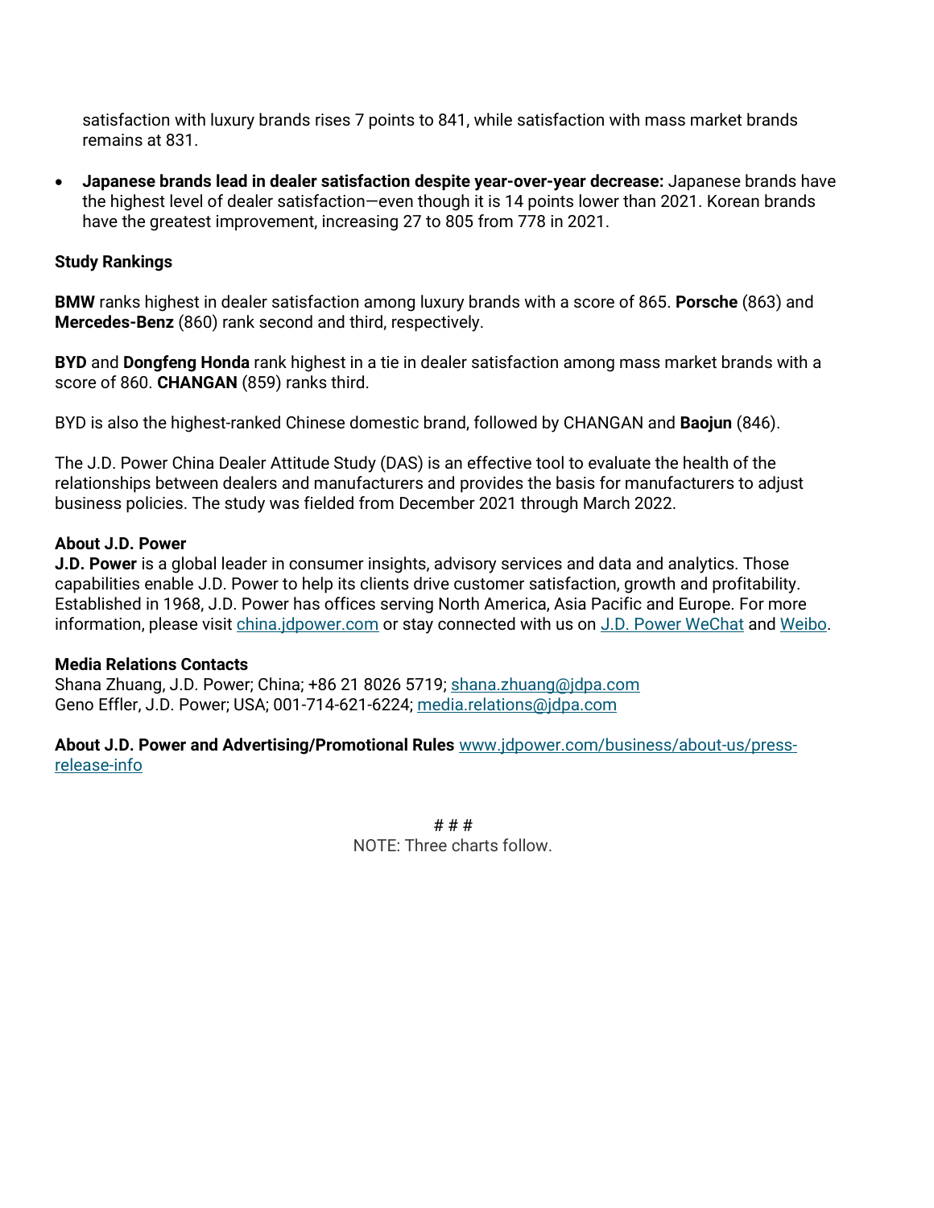satisfaction with luxury brands rises 7 points to 841, while satisfaction with mass market brands remains at 831.

- **Japanese brands lead in dealer satisfaction despite year-over-year decrease:** Japanese brands have the highest level of dealer satisfaction—even though it is 14 points lower than 2021. Korean brands have the greatest improvement, increasing 27 to 805 from 778 in 2021.

**Study Rankings**

**BMW** ranks highest in dealer satisfaction among luxury brands with a score of 865. **Porsche** (863) and **Mercedes-Benz** (860) rank second and third, respectively.

**BYD** and **Dongfeng Honda** rank highest in a tie in dealer satisfaction among mass market brands with a score of 860. **CHANGAN** (859) ranks third.

BYD is also the highest-ranked Chinese domestic brand, followed by CHANGAN and **Baojun** (846).

The J.D. Power China Dealer Attitude Study (DAS) is an effective tool to evaluate the health of the relationships between dealers and manufacturers and provides the basis for manufacturers to adjust business policies. The study was fielded from December 2021 through March 2022.

**About J.D. Power**
**J.D. Power** is a global leader in consumer insights, advisory services and data and analytics. Those capabilities enable J.D. Power to help its clients drive customer satisfaction, growth and profitability. Established in 1968, J.D. Power has offices serving North America, Asia Pacific and Europe. For more information, please visit [china.jdpower.com](china.jdpower.com) or stay connected with us on J.D. Power WeChat and Weibo.

**Media Relations Contacts**
Shana Zhuang, J.D. Power; China; +86 21 8026 5719; shana.zhuang@jdpa.com
Geno Effler, J.D. Power; USA; 001-714-621-6224; media.relations@jdpa.com

**About J.D. Power and Advertising/Promotional Rules** www.jdpower.com/business/about-us/press-release-info

# # #

NOTE: Three charts follow.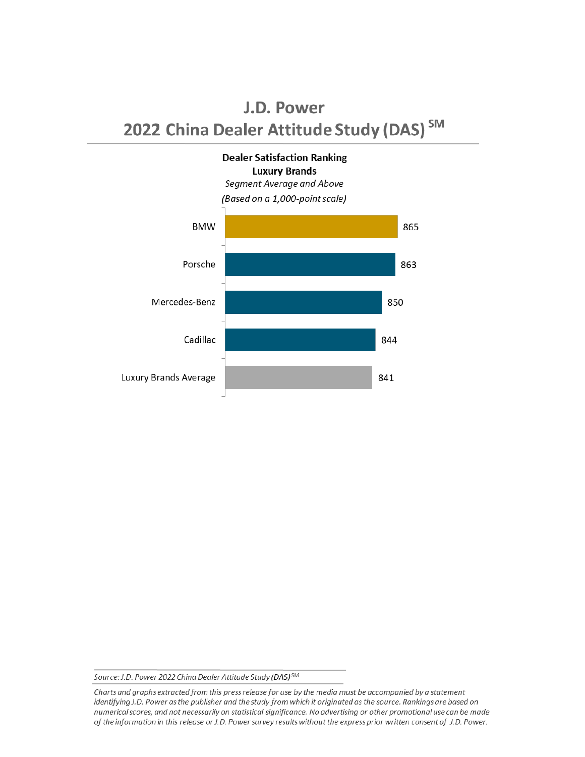# J.D. Power
# 2022 China Dealer Attitude Study (DAS) SM

**Dealer Satisfaction Ranking**
**Luxury Brands**
*Segment Average and Above*
*(Based on a 1,000-point scale)*

BMW 865
Porsche 863
Mercedes-Benz 850
Cadillac 844
Luxury Brands Average 841

*Source: J.D. Power 2022 China Dealer Attitude Study (DAS) SM*

*Charts and graphs extracted from this press release for use by the media must be accompanied by a statement identifying J.D. Power as the publisher and the study from which it originated as the source. Rankings are based on numerical scores, and not necessarily on statistical significance. No advertising or other promotional use can be made of the information in this release or J.D. Power survey results without the express prior written consent of J.D. Power.*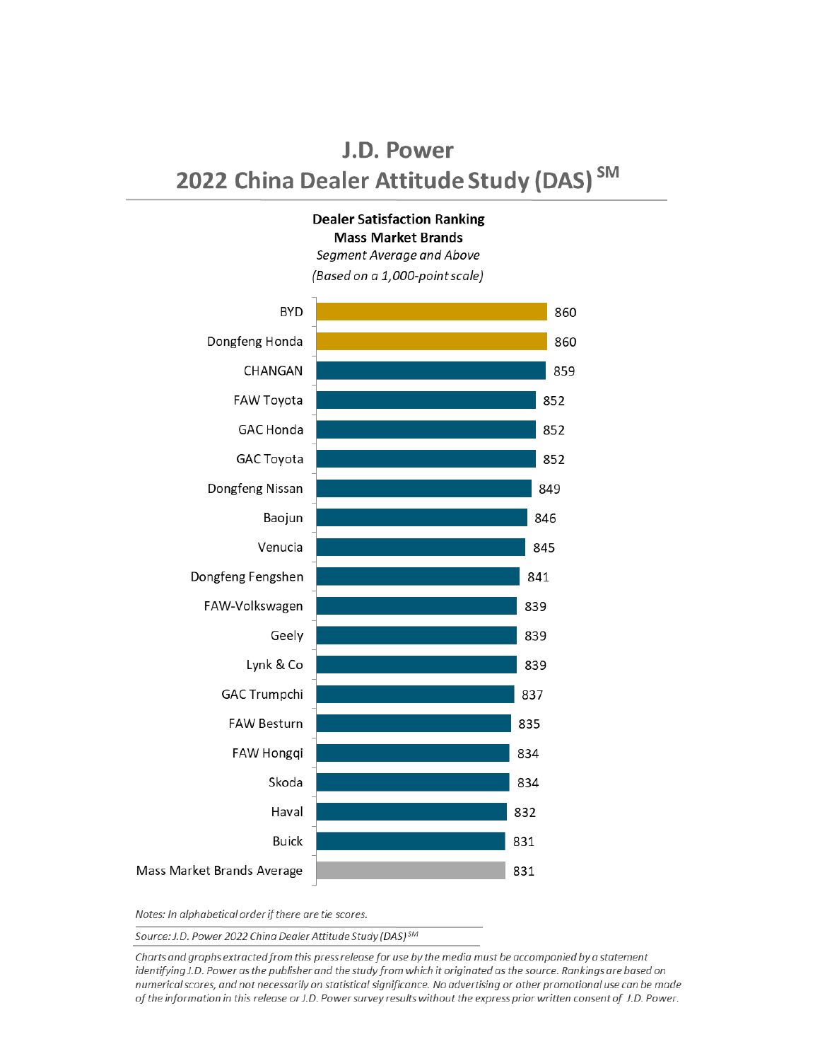# J.D. Power
# 2022 China Dealer Attitude Study (DAS) SM

**Dealer Satisfaction Ranking**
**Mass Market Brands**
*Segment Average and Above*
*(Based on a 1,000-point scale)*

BYD 860
Dongfeng Honda 860
CHANGAN 859
FAW Toyota 852
GAC Honda 852
GAC Toyota 852
Dongfeng Nissan 849
Baojun 846
Venucia 845
Dongfeng Fengshen 841
FAW-Volkswagen 839
Geely 839
Lynk & Co 839
GAC Trumpchi 837
FAW Besturn 835
FAW Hongqi 834
Skoda 834
Haval 832
Buick 831
Mass Market Brands Average 831

*Notes: In alphabetical order if there are tie scores.*

*Source: J.D. Power 2022 China Dealer Attitude Study (DAS) SM*

*Charts and graphs extracted from this press release for use by the media must be accompanied by a statement identifying J.D. Power as the publisher and the study from which it originated as the source. Rankings are based on numerical scores, and not necessarily on statistical significance. No advertising or other promotional use can be made of the information in this release or J.D. Power survey results without the express prior written consent of J.D. Power.*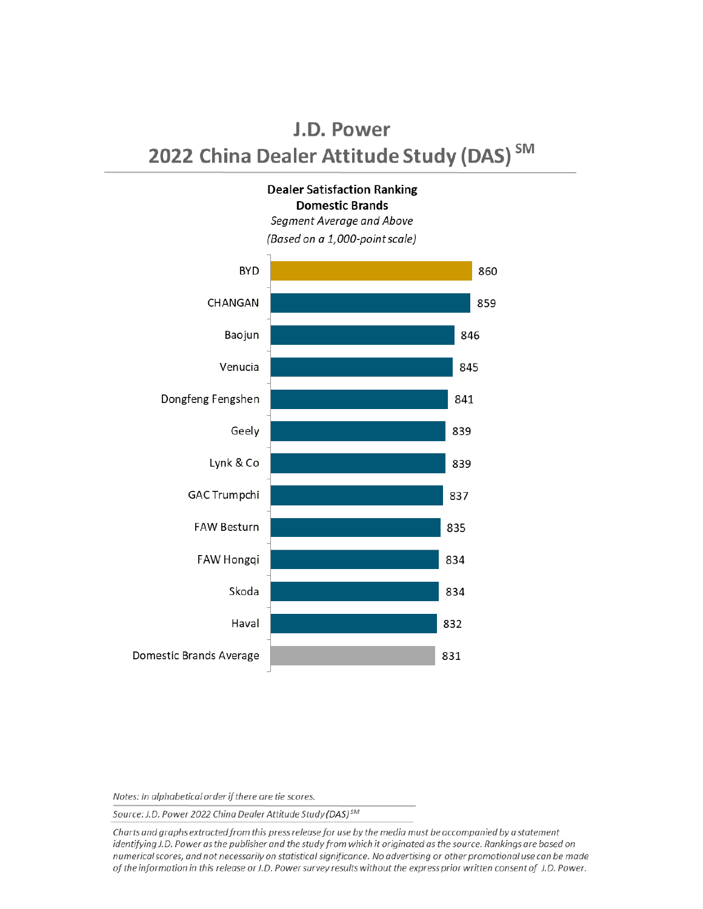# J.D. Power
# 2022 China Dealer Attitude Study (DAS) SM

**Dealer Satisfaction Ranking**
**Domestic Brands**
*Segment Average and Above*
*(Based on a 1,000-point scale)*

BYD 860
CHANGAN 859
Baojun 846
Venucia 845
Dongfeng Fengshen 841
Geely 839
Lynk & Co 839
GAC Trumpchi 837
FAW Besturn 835
FAW Hongqi 834
Skoda 834
Haval 832
Domestic Brands Average 831

*Notes: In alphabetical order if there are tie scores.*

*Source: J.D. Power 2022 China Dealer Attitude Study (DAS) SM*

*Charts and graphs extracted from this press release for use by the media must be accompanied by a statement identifying J.D. Power as the publisher and the study from which it originated as the source. Rankings are based on numerical scores, and not necessarily on statistical significance. No advertising or other promotional use can be made of the information in this release or J.D. Power survey results without the express prior written consent of J.D. Power.*